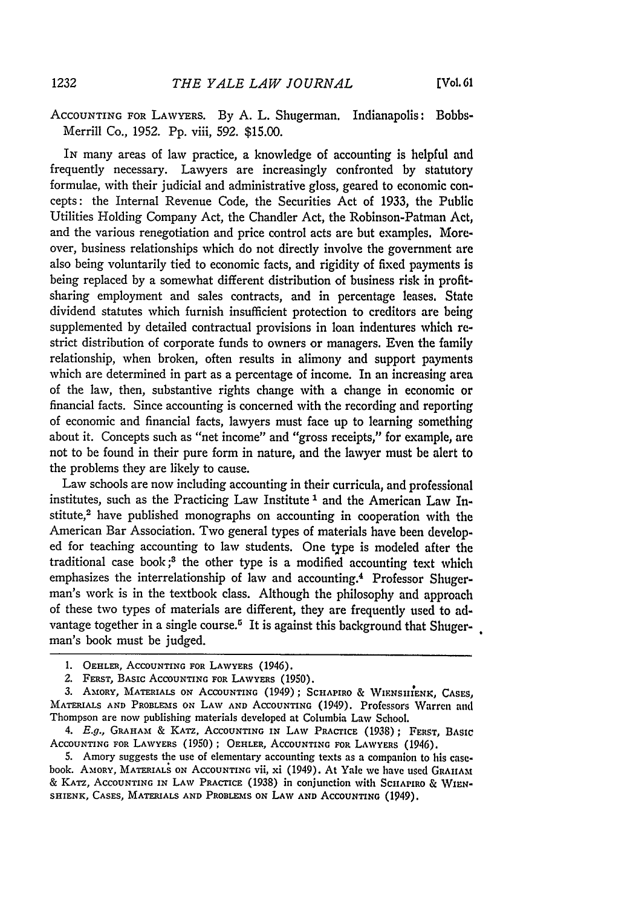ACCOUNTING FOR LAWYERS. By A. L. Shugerman. Indianapolis: Bobbs-Merrill Co., 1952. Pp. viii, 592. $15.00.

IN many areas of law practice, a knowledge of accounting is helpful and frequently necessary. Lawyers are increasingly confronted by statutory formulae, with their judicial and administrative gloss, geared to economic concepts: the Internal Revenue Code, the Securities Act of 1933, the Public Utilities Holding Company Act, the Chandler Act, the Robinson-Patman Act, and the various renegotiation and price control acts are but examples. Moreover, business relationships which do not directly involve the government are also being voluntarily tied to economic facts, and rigidity of fixed payments is being replaced by a somewhat different distribution of business risk in profit-sharing employment and sales contracts, and in percentage leases. State dividend statutes which furnish insufficient protection to creditors are being supplemented by detailed contractual provisions in loan indentures which restrict distribution of corporate funds to owners or managers. Even the family relationship, when broken, often results in alimony and support payments which are determined in part as a percentage of income. In an increasing area of the law, then, substantive rights change with a change in economic or financial facts. Since accounting is concerned with the recording and reporting of economic and financial facts, lawyers must face up to learning something about it. Concepts such as "net income" and "gross receipts," for example, are not to be found in their pure form in nature, and the lawyer must be alert to the problems they are likely to cause.

Law schools are now including accounting in their curricula, and professional institutes, such as the Practicing Law Institute [1] and the American Law Institute,[2] have published monographs on accounting in cooperation with the American Bar Association. Two general types of materials have been developed for teaching accounting to law students. One type is modeled after the traditional case book;[3] the other type is a modified accounting text which emphasizes the interrelationship of law and accounting.[4] Professor Shugerman's work is in the textbook class. Although the philosophy and approach of these two types of materials are different, they are frequently used to advantage together in a single course.[5] It is against this background that Shugerman's book must be judged.

1. OEHLER, ACCOUNTING FOR LAWYERS (1946).

2. FERST, BASIC ACCOUNTING FOR LAWYERS (1950).

3. AMORY, MATERIALS ON ACCOUNTING (1949); SCHAPIRO & WIENSHIENK, CASES, MATERIALS AND PROBLEMS ON LAW AND ACCOUNTING (1949). Professors Warren and Thompson are now publishing materials developed at Columbia Law School.

4. *E.g.*, GRAHAM & KATZ, ACCOUNTING IN LAW PRACTICE (1938); FERST, BASIC ACCOUNTING FOR LAWYERS (1950); OEHLER, ACCOUNTING FOR LAWYERS (1946).

5. Amory suggests the use of elementary accounting texts as a companion to his casebook. AMORY, MATERIALS ON ACCOUNTING vii, xi (1949). At Yale we have used GRAHAM & KATZ, ACCOUNTING IN LAW PRACTICE (1938) in conjunction with SCHAPIRO & WIENSHIENK, CASES, MATERIALS AND PROBLEMS ON LAW AND ACCOUNTING (1949).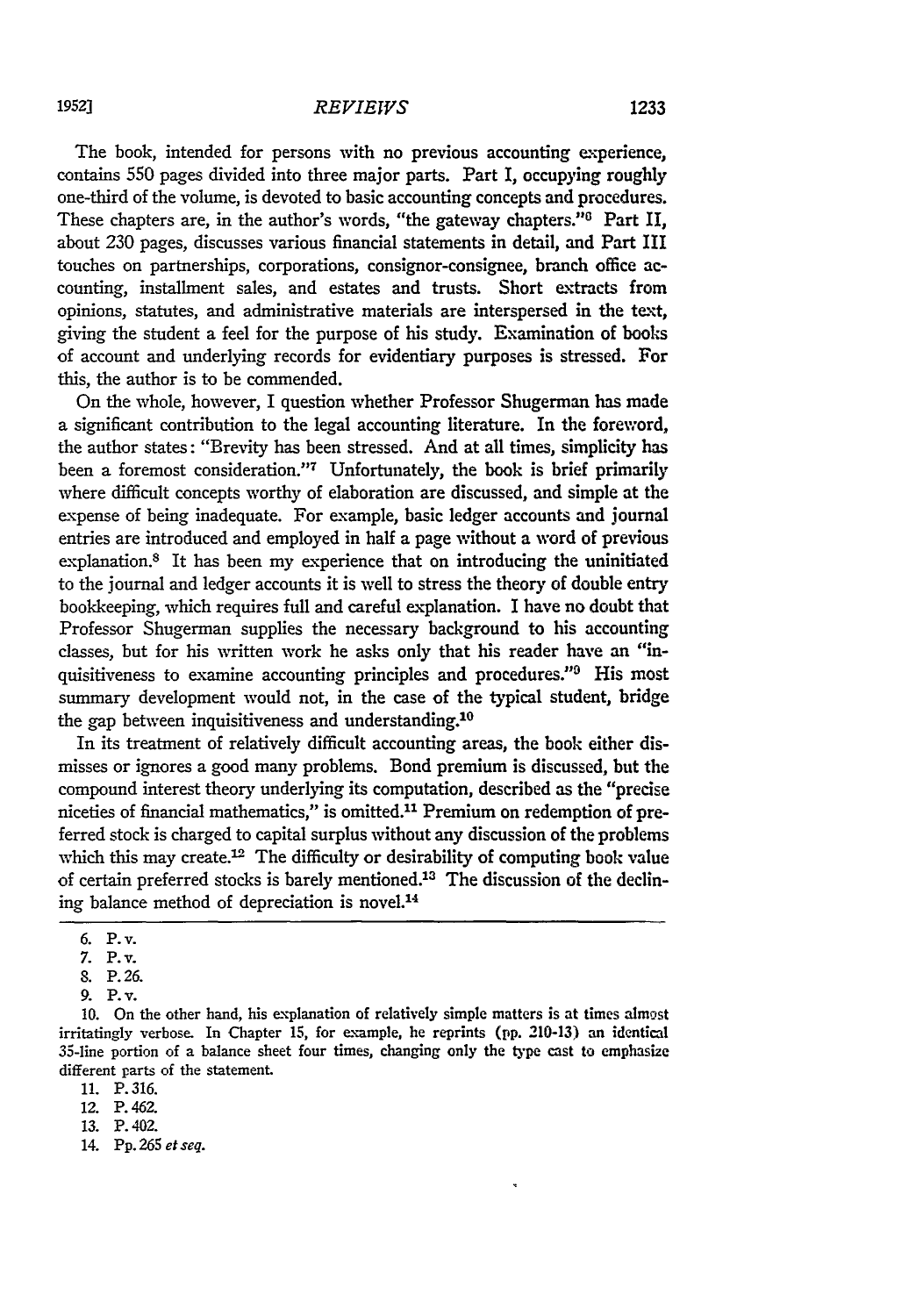The book, intended for persons with no previous accounting experience, contains 550 pages divided into three major parts. Part I, occupying roughly one-third of the volume, is devoted to basic accounting concepts and procedures. These chapters are, in the author's words, "the gateway chapters."[6] Part II, about 230 pages, discusses various financial statements in detail, and Part III touches on partnerships, corporations, consignor-consignee, branch office accounting, installment sales, and estates and trusts. Short extracts from opinions, statutes, and administrative materials are interspersed in the text, giving the student a feel for the purpose of his study. Examination of books of account and underlying records for evidentiary purposes is stressed. For this, the author is to be commended.

On the whole, however, I question whether Professor Shugerman has made a significant contribution to the legal accounting literature. In the foreword, the author states: "Brevity has been stressed. And at all times, simplicity has been a foremost consideration."[7] Unfortunately, the book is brief primarily where difficult concepts worthy of elaboration are discussed, and simple at the expense of being inadequate. For example, basic ledger accounts and journal entries are introduced and employed in half a page without a word of previous explanation.[8] It has been my experience that on introducing the uninitiated to the journal and ledger accounts it is well to stress the theory of double entry bookkeeping, which requires full and careful explanation. I have no doubt that Professor Shugerman supplies the necessary background to his accounting classes, but for his written work he asks only that his reader have an "inquisitiveness to examine accounting principles and procedures."[9] His most summary development would not, in the case of the typical student, bridge the gap between inquisitiveness and understanding.[10]

In its treatment of relatively difficult accounting areas, the book either dismisses or ignores a good many problems. Bond premium is discussed, but the compound interest theory underlying its computation, described as the "precise niceties of financial mathematics," is omitted.[11] Premium on redemption of preferred stock is charged to capital surplus without any discussion of the problems which this may create.[12] The difficulty or desirability of computing book value of certain preferred stocks is barely mentioned.[13] The discussion of the declining balance method of depreciation is novel.[14]

---

6. P. v.
7. P. v.
8. P. 26.
9. P. v.
10. On the other hand, his explanation of relatively simple matters is at times almost irritatingly verbose. In Chapter 15, for example, he reprints (pp. 210-13) an identical 35-line portion of a balance sheet four times, changing only the type cast to emphasize different parts of the statement.
11. P. 316.
12. P. 462.
13. P. 402.
14. Pp. 265 *et seq.*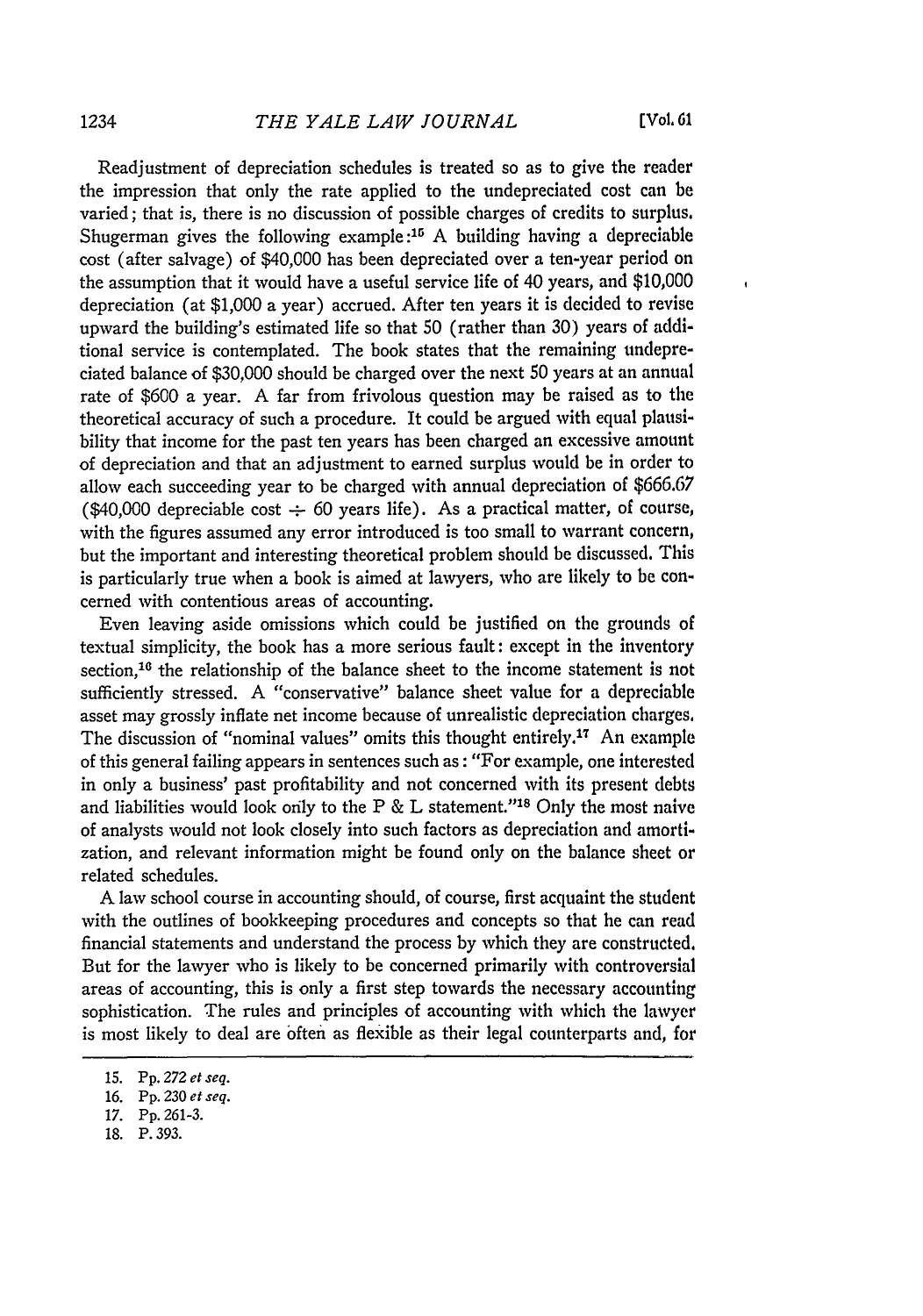Readjustment of depreciation schedules is treated so as to give the reader the impression that only the rate applied to the undepreciated cost can be varied; that is, there is no discussion of possible charges of credits to surplus. Shugerman gives the following example:[15] A building having a depreciable cost (after salvage) of $40,000 has been depreciated over a ten-year period on the assumption that it would have a useful service life of 40 years, and $10,000 depreciation (at $1,000 a year) accrued. After ten years it is decided to revise upward the building's estimated life so that 50 (rather than 30) years of additional service is contemplated. The book states that the remaining undepreciated balance of $30,000 should be charged over the next 50 years at an annual rate of $600 a year. A far from frivolous question may be raised as to the theoretical accuracy of such a procedure. It could be argued with equal plausibility that income for the past ten years has been charged an excessive amount of depreciation and that an adjustment to earned surplus would be in order to allow each succeeding year to be charged with annual depreciation of $666.67 ($40,000 depreciable cost ÷ 60 years life). As a practical matter, of course, with the figures assumed any error introduced is too small to warrant concern, but the important and interesting theoretical problem should be discussed. This is particularly true when a book is aimed at lawyers, who are likely to be concerned with contentious areas of accounting.

Even leaving aside omissions which could be justified on the grounds of textual simplicity, the book has a more serious fault: except in the inventory section,[16] the relationship of the balance sheet to the income statement is not sufficiently stressed. A "conservative" balance sheet value for a depreciable asset may grossly inflate net income because of unrealistic depreciation charges. The discussion of "nominal values" omits this thought entirely.[17] An example of this general failing appears in sentences such as: "For example, one interested in only a business' past profitability and not concerned with its present debts and liabilities would look only to the P & L statement."[18] Only the most naive of analysts would not look closely into such factors as depreciation and amortization, and relevant information might be found only on the balance sheet or related schedules.

A law school course in accounting should, of course, first acquaint the student with the outlines of bookkeeping procedures and concepts so that he can read financial statements and understand the process by which they are constructed. But for the lawyer who is likely to be concerned primarily with controversial areas of accounting, this is only a first step towards the necessary accounting sophistication. The rules and principles of accounting with which the lawyer is most likely to deal are often as flexible as their legal counterparts and, for

15. Pp. 272 *et seq.*

16. Pp. 230 *et seq.*

17. Pp. 261-3.

18. P. 393.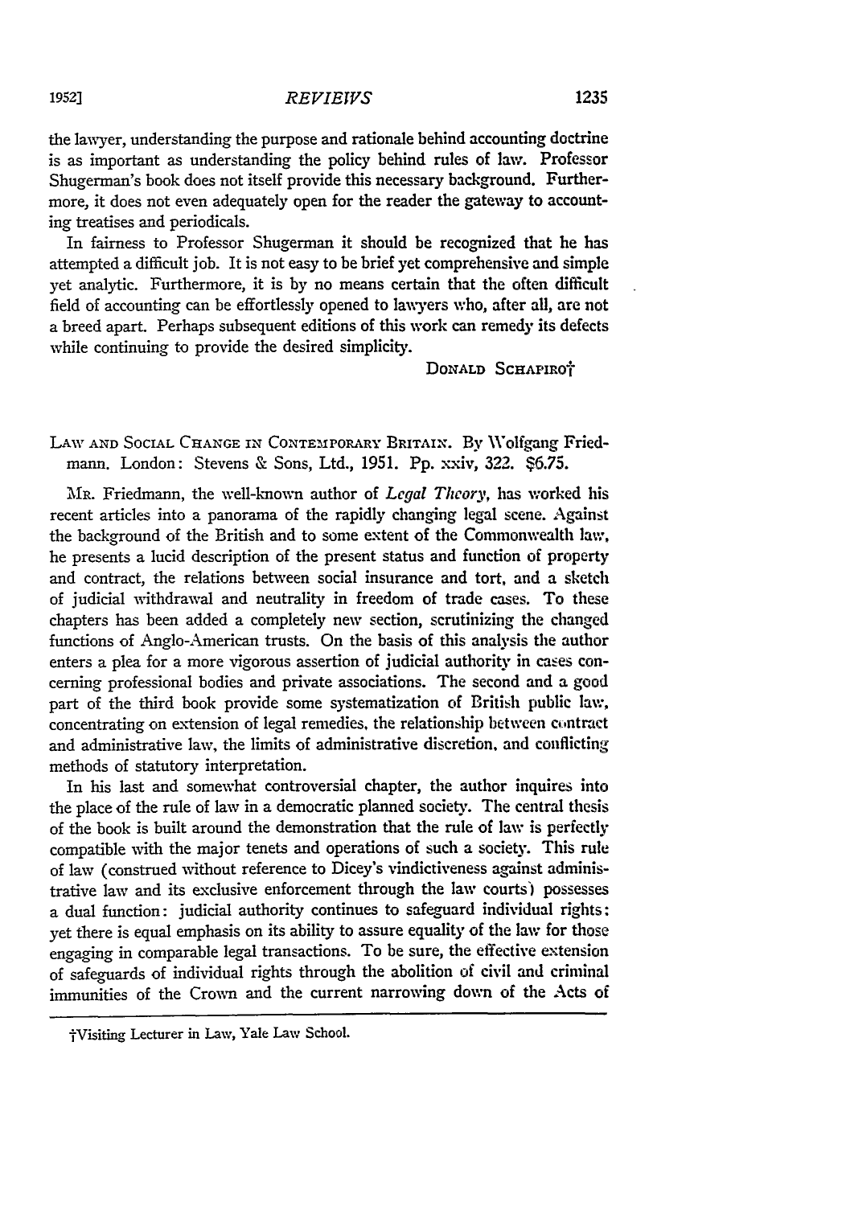the lawyer, understanding the purpose and rationale behind accounting doctrine is as important as understanding the policy behind rules of law. Professor Shugerman's book does not itself provide this necessary background. Furthermore, it does not even adequately open for the reader the gateway to accounting treatises and periodicals.

In fairness to Professor Shugerman it should be recognized that he has attempted a difficult job. It is not easy to be brief yet comprehensive and simple yet analytic. Furthermore, it is by no means certain that the often difficult field of accounting can be effortlessly opened to lawyers who, after all, are not a breed apart. Perhaps subsequent editions of this work can remedy its defects while continuing to provide the desired simplicity.

DONALD SCHAPIRO†

LAW AND SOCIAL CHANGE IN CONTEMPORARY BRITAIN. By Wolfgang Friedmann. London: Stevens & Sons, Ltd., 1951. Pp. xxiv, 322. $6.75.

MR. Friedmann, the well-known author of *Legal Theory*, has worked his recent articles into a panorama of the rapidly changing legal scene. Against the background of the British and to some extent of the Commonwealth law, he presents a lucid description of the present status and function of property and contract, the relations between social insurance and tort, and a sketch of judicial withdrawal and neutrality in freedom of trade cases. To these chapters has been added a completely new section, scrutinizing the changed functions of Anglo-American trusts. On the basis of this analysis the author enters a plea for a more vigorous assertion of judicial authority in cases concerning professional bodies and private associations. The second and a good part of the third book provide some systematization of British public law, concentrating on extension of legal remedies, the relationship between contract and administrative law, the limits of administrative discretion, and conflicting methods of statutory interpretation.

In his last and somewhat controversial chapter, the author inquires into the place of the rule of law in a democratic planned society. The central thesis of the book is built around the demonstration that the rule of law is perfectly compatible with the major tenets and operations of such a society. This rule of law (construed without reference to Dicey's vindictiveness against administrative law and its exclusive enforcement through the law courts) possesses a dual function: judicial authority continues to safeguard individual rights; yet there is equal emphasis on its ability to assure equality of the law for those engaging in comparable legal transactions. To be sure, the effective extension of safeguards of individual rights through the abolition of civil and criminal immunities of the Crown and the current narrowing down of the Acts of

†Visiting Lecturer in Law, Yale Law School.